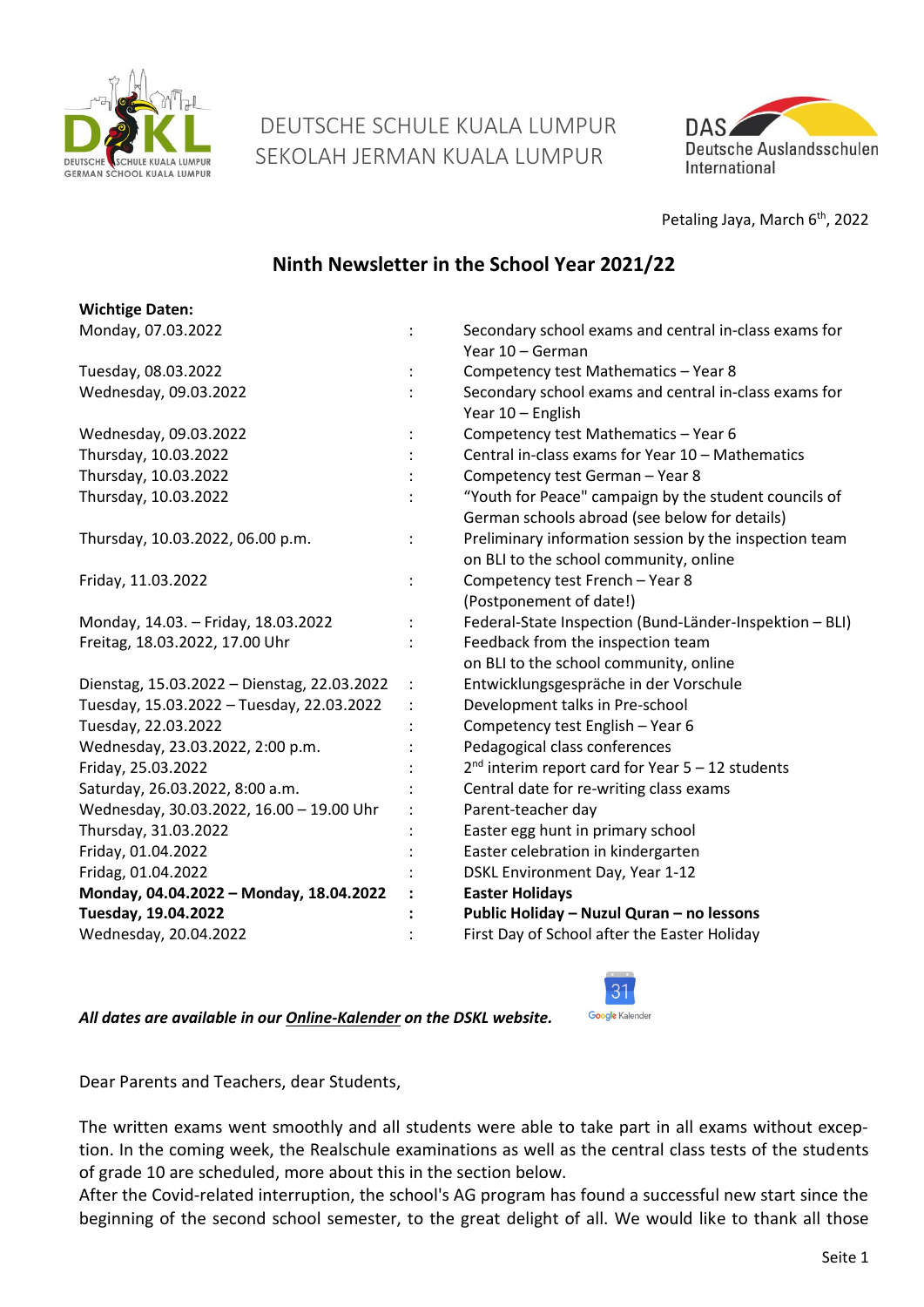DEUTSCHE SCHULE KUALA LUMPUR
SEKOLAH JERMAN KUALA LUMPUR

Petaling Jaya, March 6th, 2022

## Ninth Newsletter in the School Year 2021/22

**Wichtige Daten:**

| | | |
|---|---|---|
| Monday, 07.03.2022 | : | Secondary school exams and central in-class exams for Year 10 – German |
| Tuesday, 08.03.2022 | : | Competency test Mathematics – Year 8 |
| Wednesday, 09.03.2022 | : | Secondary school exams and central in-class exams for Year 10 – English |
| Wednesday, 09.03.2022 | : | Competency test Mathematics – Year 6 |
| Thursday, 10.03.2022 | : | Central in-class exams for Year 10 – Mathematics |
| Thursday, 10.03.2022 | : | Competency test German – Year 8 |
| Thursday, 10.03.2022 | : | "Youth for Peace" campaign by the student councils of German schools abroad (see below for details) |
| Thursday, 10.03.2022, 06.00 p.m. | : | Preliminary information session by the inspection team on BLI to the school community, online |
| Friday, 11.03.2022 | : | Competency test French – Year 8 (Postponement of date!) |
| Monday, 14.03. – Friday, 18.03.2022 | : | Federal-State Inspection (Bund-Länder-Inspektion – BLI) |
| Freitag, 18.03.2022, 17.00 Uhr | : | Feedback from the inspection team on BLI to the school community, online |
| Dienstag, 15.03.2022 – Dienstag, 22.03.2022 | : | Entwicklungsgespräche in der Vorschule |
| Tuesday, 15.03.2022 – Tuesday, 22.03.2022 | : | Development talks in Pre-school |
| Tuesday, 22.03.2022 | : | Competency test English – Year 6 |
| Wednesday, 23.03.2022, 2:00 p.m. | : | Pedagogical class conferences |
| Friday, 25.03.2022 | : | 2nd interim report card for Year 5 – 12 students |
| Saturday, 26.03.2022, 8:00 a.m. | : | Central date for re-writing class exams |
| Wednesday, 30.03.2022, 16.00 – 19.00 Uhr | : | Parent-teacher day |
| Thursday, 31.03.2022 | : | Easter egg hunt in primary school |
| Friday, 01.04.2022 | : | Easter celebration in kindergarten |
| Fridag, 01.04.2022 | : | DSKL Environment Day, Year 1-12 |
| **Monday, 04.04.2022 – Monday, 18.04.2022** | **:** | **Easter Holidays** |
| **Tuesday, 19.04.2022** | **:** | **Public Holiday – Nuzul Quran – no lessons** |
| Wednesday, 20.04.2022 | : | First Day of School after the Easter Holiday |

***All dates are available in our Online-Kalender on the DSKL website.***

Dear Parents and Teachers, dear Students,

The written exams went smoothly and all students were able to take part in all exams without exception. In the coming week, the Realschule examinations as well as the central class tests of the students of grade 10 are scheduled, more about this in the section below.
After the Covid-related interruption, the school's AG program has found a successful new start since the beginning of the second school semester, to the great delight of all. We would like to thank all those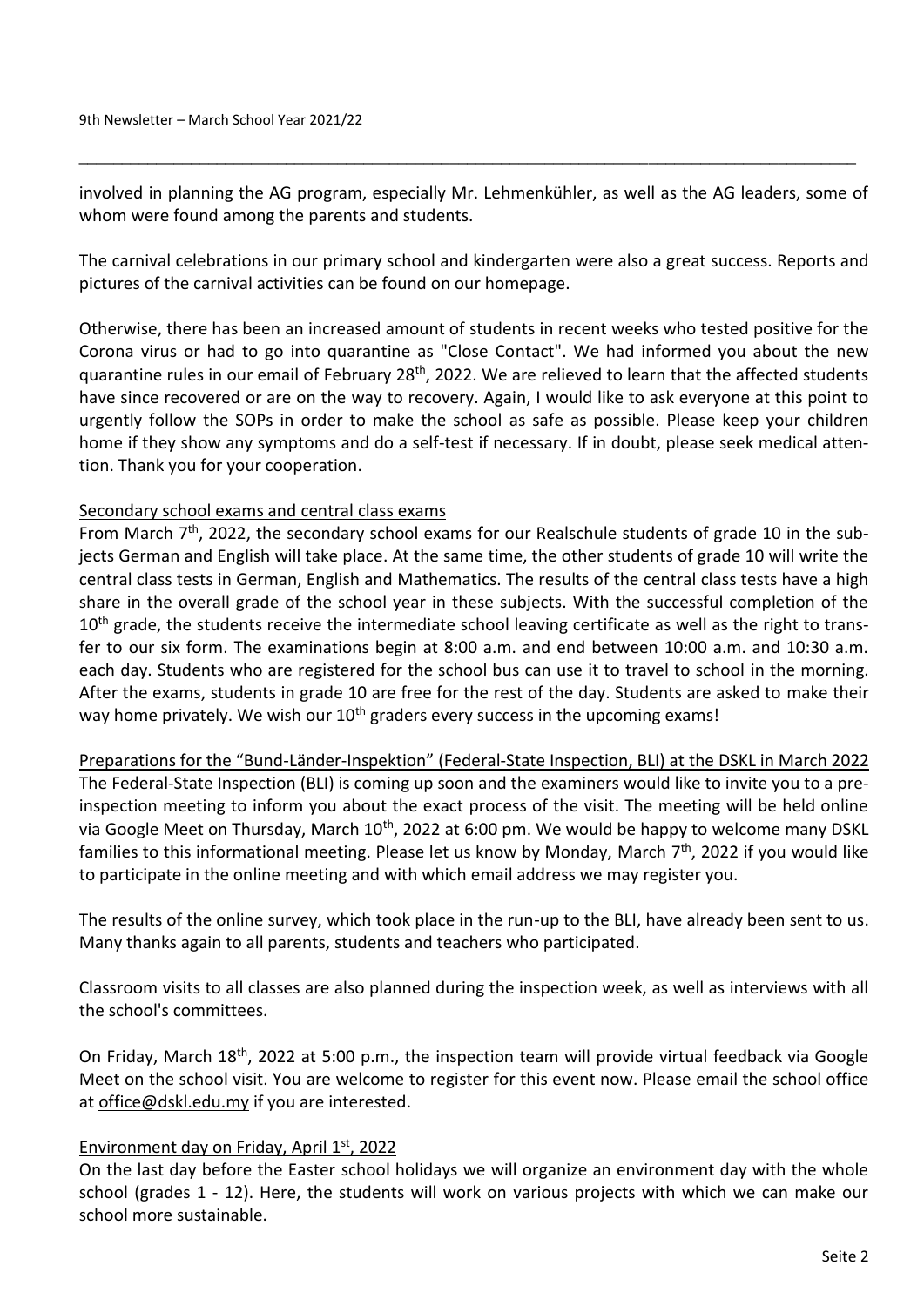involved in planning the AG program, especially Mr. Lehmenkühler, as well as the AG leaders, some of whom were found among the parents and students.

The carnival celebrations in our primary school and kindergarten were also a great success. Reports and pictures of the carnival activities can be found on our homepage.

Otherwise, there has been an increased amount of students in recent weeks who tested positive for the Corona virus or had to go into quarantine as "Close Contact". We had informed you about the new quarantine rules in our email of February 28th, 2022. We are relieved to learn that the affected students have since recovered or are on the way to recovery. Again, I would like to ask everyone at this point to urgently follow the SOPs in order to make the school as safe as possible. Please keep your children home if they show any symptoms and do a self-test if necessary. If in doubt, please seek medical attention. Thank you for your cooperation.

## Secondary school exams and central class exams

From March 7th, 2022, the secondary school exams for our Realschule students of grade 10 in the subjects German and English will take place. At the same time, the other students of grade 10 will write the central class tests in German, English and Mathematics. The results of the central class tests have a high share in the overall grade of the school year in these subjects. With the successful completion of the 10th grade, the students receive the intermediate school leaving certificate as well as the right to transfer to our six form. The examinations begin at 8:00 a.m. and end between 10:00 a.m. and 10:30 a.m. each day. Students who are registered for the school bus can use it to travel to school in the morning. After the exams, students in grade 10 are free for the rest of the day. Students are asked to make their way home privately. We wish our 10th graders every success in the upcoming exams!

## Preparations for the "Bund-Länder-Inspektion" (Federal-State Inspection, BLI) at the DSKL in March 2022

The Federal-State Inspection (BLI) is coming up soon and the examiners would like to invite you to a pre-inspection meeting to inform you about the exact process of the visit. The meeting will be held online via Google Meet on Thursday, March 10th, 2022 at 6:00 pm. We would be happy to welcome many DSKL families to this informational meeting. Please let us know by Monday, March 7th, 2022 if you would like to participate in the online meeting and with which email address we may register you.

The results of the online survey, which took place in the run-up to the BLI, have already been sent to us. Many thanks again to all parents, students and teachers who participated.

Classroom visits to all classes are also planned during the inspection week, as well as interviews with all the school's committees.

On Friday, March 18th, 2022 at 5:00 p.m., the inspection team will provide virtual feedback via Google Meet on the school visit. You are welcome to register for this event now. Please email the school office at office@dskl.edu.my if you are interested.

## Environment day on Friday, April 1st, 2022

On the last day before the Easter school holidays we will organize an environment day with the whole school (grades 1 - 12). Here, the students will work on various projects with which we can make our school more sustainable.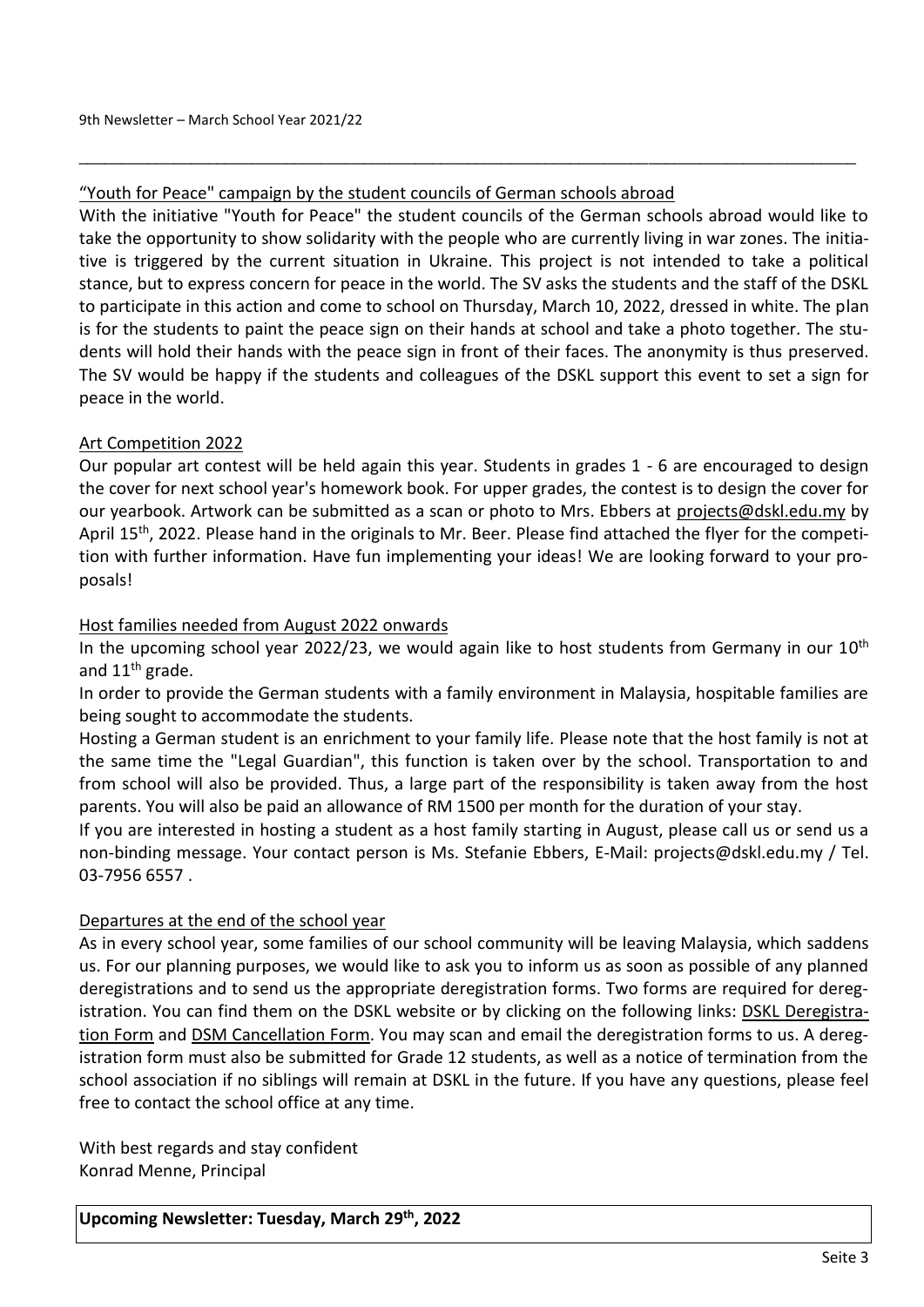## "Youth for Peace" campaign by the student councils of German schools abroad

With the initiative "Youth for Peace" the student councils of the German schools abroad would like to take the opportunity to show solidarity with the people who are currently living in war zones. The initiative is triggered by the current situation in Ukraine. This project is not intended to take a political stance, but to express concern for peace in the world. The SV asks the students and the staff of the DSKL to participate in this action and come to school on Thursday, March 10, 2022, dressed in white. The plan is for the students to paint the peace sign on their hands at school and take a photo together. The students will hold their hands with the peace sign in front of their faces. The anonymity is thus preserved. The SV would be happy if the students and colleagues of the DSKL support this event to set a sign for peace in the world.

## Art Competition 2022

Our popular art contest will be held again this year. Students in grades 1 - 6 are encouraged to design the cover for next school year's homework book. For upper grades, the contest is to design the cover for our yearbook. Artwork can be submitted as a scan or photo to Mrs. Ebbers at projects@dskl.edu.my by April 15th, 2022. Please hand in the originals to Mr. Beer. Please find attached the flyer for the competition with further information. Have fun implementing your ideas! We are looking forward to your proposals!

## Host families needed from August 2022 onwards

In the upcoming school year 2022/23, we would again like to host students from Germany in our 10th and 11th grade.

In order to provide the German students with a family environment in Malaysia, hospitable families are being sought to accommodate the students.

Hosting a German student is an enrichment to your family life. Please note that the host family is not at the same time the "Legal Guardian", this function is taken over by the school. Transportation to and from school will also be provided. Thus, a large part of the responsibility is taken away from the host parents. You will also be paid an allowance of RM 1500 per month for the duration of your stay.

If you are interested in hosting a student as a host family starting in August, please call us or send us a non-binding message. Your contact person is Ms. Stefanie Ebbers, E-Mail: projects@dskl.edu.my / Tel. 03-7956 6557 .

## Departures at the end of the school year

As in every school year, some families of our school community will be leaving Malaysia, which saddens us. For our planning purposes, we would like to ask you to inform us as soon as possible of any planned deregistrations and to send us the appropriate deregistration forms. Two forms are required for deregistration. You can find them on the DSKL website or by clicking on the following links: DSKL Deregistration Form and DSM Cancellation Form. You may scan and email the deregistration forms to us. A deregistration form must also be submitted for Grade 12 students, as well as a notice of termination from the school association if no siblings will remain at DSKL in the future. If you have any questions, please feel free to contact the school office at any time.

With best regards and stay confident
Konrad Menne, Principal

**Upcoming Newsletter: Tuesday, March 29th, 2022**